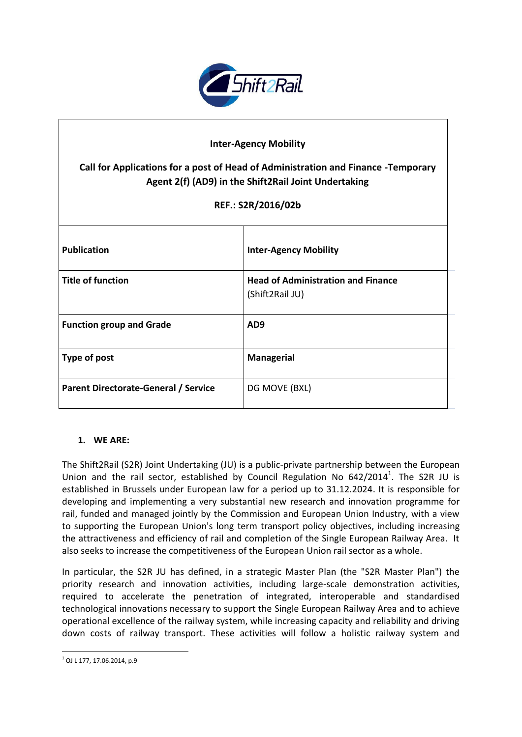**Inter-Agency Mobility**

**Call for Applications for a post of Head of Administration and Finance -Temporary Agent 2(f) (AD9) in the Shift2Rail Joint Undertaking**

**REF.: S2R/2016/02b**

| | |
|---|---|
| **Publication** | **Inter-Agency Mobility** |
| **Title of function** | **Head of Administration and Finance** (Shift2Rail JU) |
| **Function group and Grade** | **AD9** |
| **Type of post** | **Managerial** |
| **Parent Directorate-General / Service** | DG MOVE (BXL) |

## 1. WE ARE:

The Shift2Rail (S2R) Joint Undertaking (JU) is a public-private partnership between the European Union and the rail sector, established by Council Regulation No 642/2014[1]. The S2R JU is established in Brussels under European law for a period up to 31.12.2024. It is responsible for developing and implementing a very substantial new research and innovation programme for rail, funded and managed jointly by the Commission and European Union Industry, with a view to supporting the European Union's long term transport policy objectives, including increasing the attractiveness and efficiency of rail and completion of the Single European Railway Area. It also seeks to increase the competitiveness of the European Union rail sector as a whole.

In particular, the S2R JU has defined, in a strategic Master Plan (the "S2R Master Plan") the priority research and innovation activities, including large-scale demonstration activities, required to accelerate the penetration of integrated, interoperable and standardised technological innovations necessary to support the Single European Railway Area and to achieve operational excellence of the railway system, while increasing capacity and reliability and driving down costs of railway transport. These activities will follow a holistic railway system and

[1] OJ L 177, 17.06.2014, p.9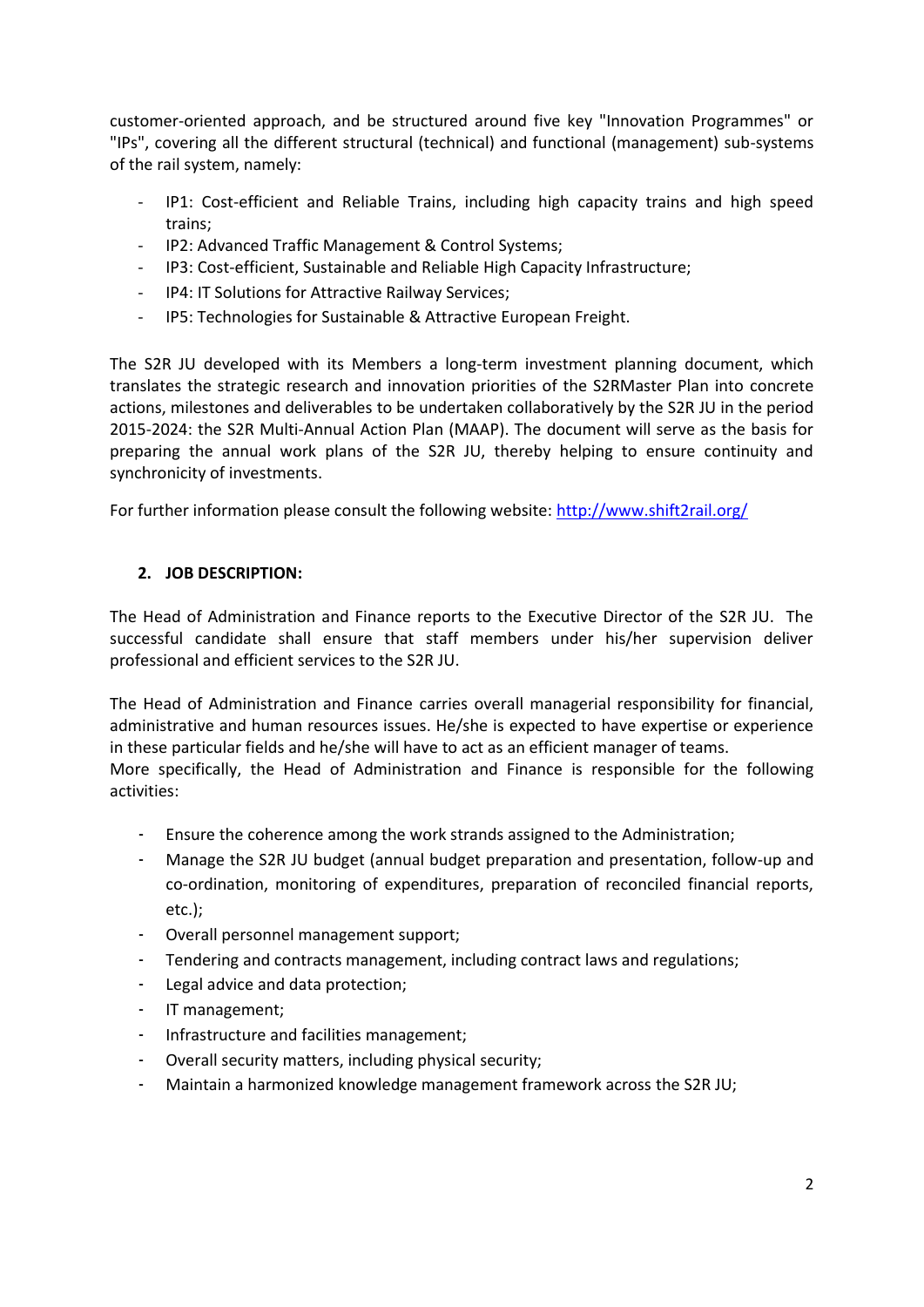customer-oriented approach, and be structured around five key "Innovation Programmes" or "IPs", covering all the different structural (technical) and functional (management) sub-systems of the rail system, namely:

- IP1: Cost-efficient and Reliable Trains, including high capacity trains and high speed trains;
- IP2: Advanced Traffic Management & Control Systems;
- IP3: Cost-efficient, Sustainable and Reliable High Capacity Infrastructure;
- IP4: IT Solutions for Attractive Railway Services;
- IP5: Technologies for Sustainable & Attractive European Freight.

The S2R JU developed with its Members a long-term investment planning document, which translates the strategic research and innovation priorities of the S2RMaster Plan into concrete actions, milestones and deliverables to be undertaken collaboratively by the S2R JU in the period 2015-2024: the S2R Multi-Annual Action Plan (MAAP). The document will serve as the basis for preparing the annual work plans of the S2R JU, thereby helping to ensure continuity and synchronicity of investments.

For further information please consult the following website: [http://www.shift2rail.org/](http://www.shift2rail.org/)

## 2. JOB DESCRIPTION:

The Head of Administration and Finance reports to the Executive Director of the S2R JU. The successful candidate shall ensure that staff members under his/her supervision deliver professional and efficient services to the S2R JU.

The Head of Administration and Finance carries overall managerial responsibility for financial, administrative and human resources issues. He/she is expected to have expertise or experience in these particular fields and he/she will have to act as an efficient manager of teams.
More specifically, the Head of Administration and Finance is responsible for the following activities:

- Ensure the coherence among the work strands assigned to the Administration;
- Manage the S2R JU budget (annual budget preparation and presentation, follow-up and co-ordination, monitoring of expenditures, preparation of reconciled financial reports, etc.);
- Overall personnel management support;
- Tendering and contracts management, including contract laws and regulations;
- Legal advice and data protection;
- IT management;
- Infrastructure and facilities management;
- Overall security matters, including physical security;
- Maintain a harmonized knowledge management framework across the S2R JU;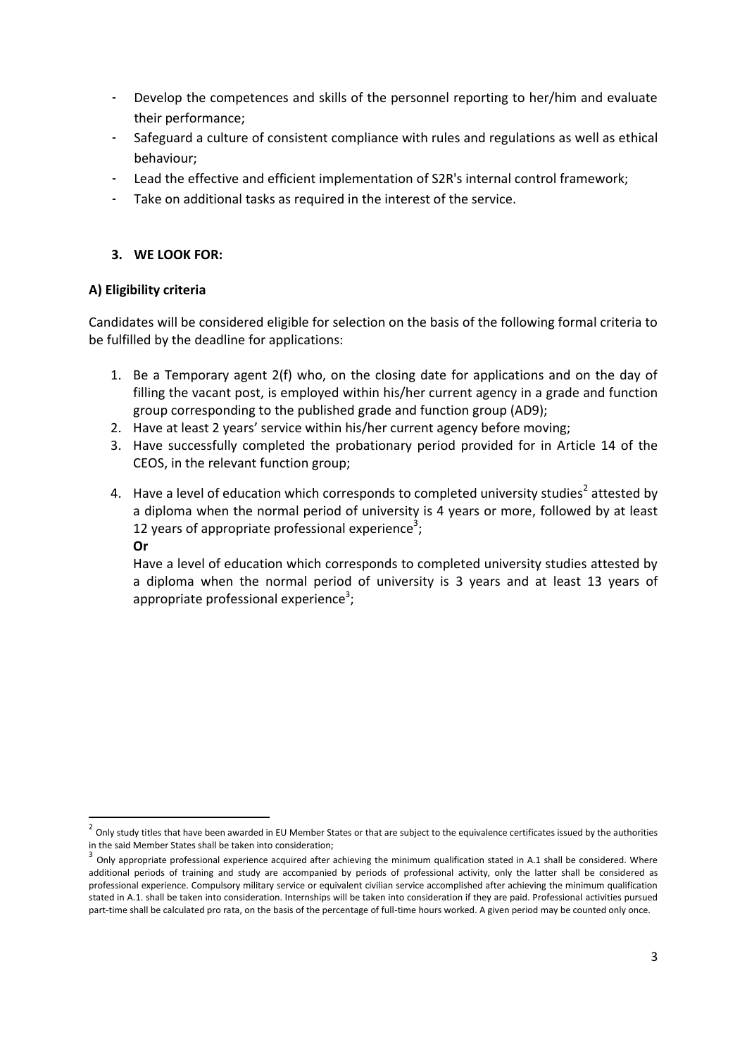- Develop the competences and skills of the personnel reporting to her/him and evaluate their performance;
- Safeguard a culture of consistent compliance with rules and regulations as well as ethical behaviour;
- Lead the effective and efficient implementation of S2R's internal control framework;
- Take on additional tasks as required in the interest of the service.

## 3. WE LOOK FOR:

### A) Eligibility criteria

Candidates will be considered eligible for selection on the basis of the following formal criteria to be fulfilled by the deadline for applications:

1. Be a Temporary agent 2(f) who, on the closing date for applications and on the day of filling the vacant post, is employed within his/her current agency in a grade and function group corresponding to the published grade and function group (AD9);
2. Have at least 2 years' service within his/her current agency before moving;
3. Have successfully completed the probationary period provided for in Article 14 of the CEOS, in the relevant function group;
4. Have a level of education which corresponds to completed university studies[2] attested by a diploma when the normal period of university is 4 years or more, followed by at least 12 years of appropriate professional experience[3];

   **Or**

   Have a level of education which corresponds to completed university studies attested by a diploma when the normal period of university is 3 years and at least 13 years of appropriate professional experience[3];

---

[2] Only study titles that have been awarded in EU Member States or that are subject to the equivalence certificates issued by the authorities in the said Member States shall be taken into consideration;

[3] Only appropriate professional experience acquired after achieving the minimum qualification stated in A.1 shall be considered. Where additional periods of training and study are accompanied by periods of professional activity, only the latter shall be considered as professional experience. Compulsory military service or equivalent civilian service accomplished after achieving the minimum qualification stated in A.1. shall be taken into consideration. Internships will be taken into consideration if they are paid. Professional activities pursued part-time shall be calculated pro rata, on the basis of the percentage of full-time hours worked. A given period may be counted only once.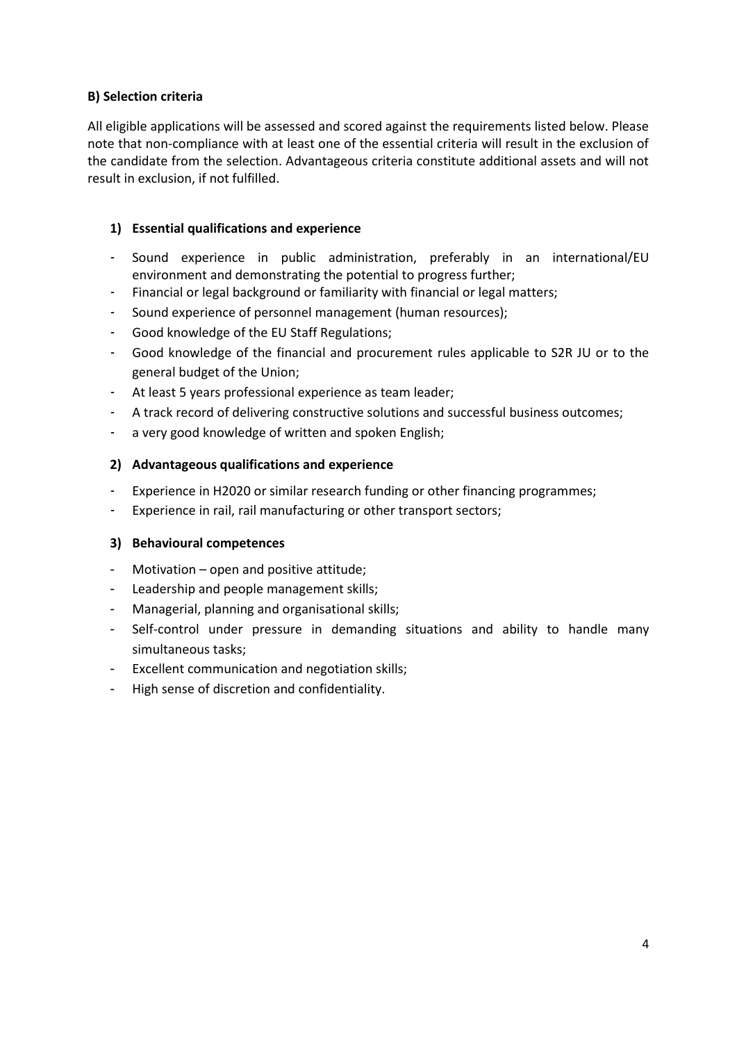**B) Selection criteria**

All eligible applications will be assessed and scored against the requirements listed below. Please note that non-compliance with at least one of the essential criteria will result in the exclusion of the candidate from the selection. Advantageous criteria constitute additional assets and will not result in exclusion, if not fulfilled.

**1) Essential qualifications and experience**

- Sound experience in public administration, preferably in an international/EU environment and demonstrating the potential to progress further;
- Financial or legal background or familiarity with financial or legal matters;
- Sound experience of personnel management (human resources);
- Good knowledge of the EU Staff Regulations;
- Good knowledge of the financial and procurement rules applicable to S2R JU or to the general budget of the Union;
- At least 5 years professional experience as team leader;
- A track record of delivering constructive solutions and successful business outcomes;
- a very good knowledge of written and spoken English;

**2) Advantageous qualifications and experience**

- Experience in H2020 or similar research funding or other financing programmes;
- Experience in rail, rail manufacturing or other transport sectors;

**3) Behavioural competences**

- Motivation – open and positive attitude;
- Leadership and people management skills;
- Managerial, planning and organisational skills;
- Self-control under pressure in demanding situations and ability to handle many simultaneous tasks;
- Excellent communication and negotiation skills;
- High sense of discretion and confidentiality.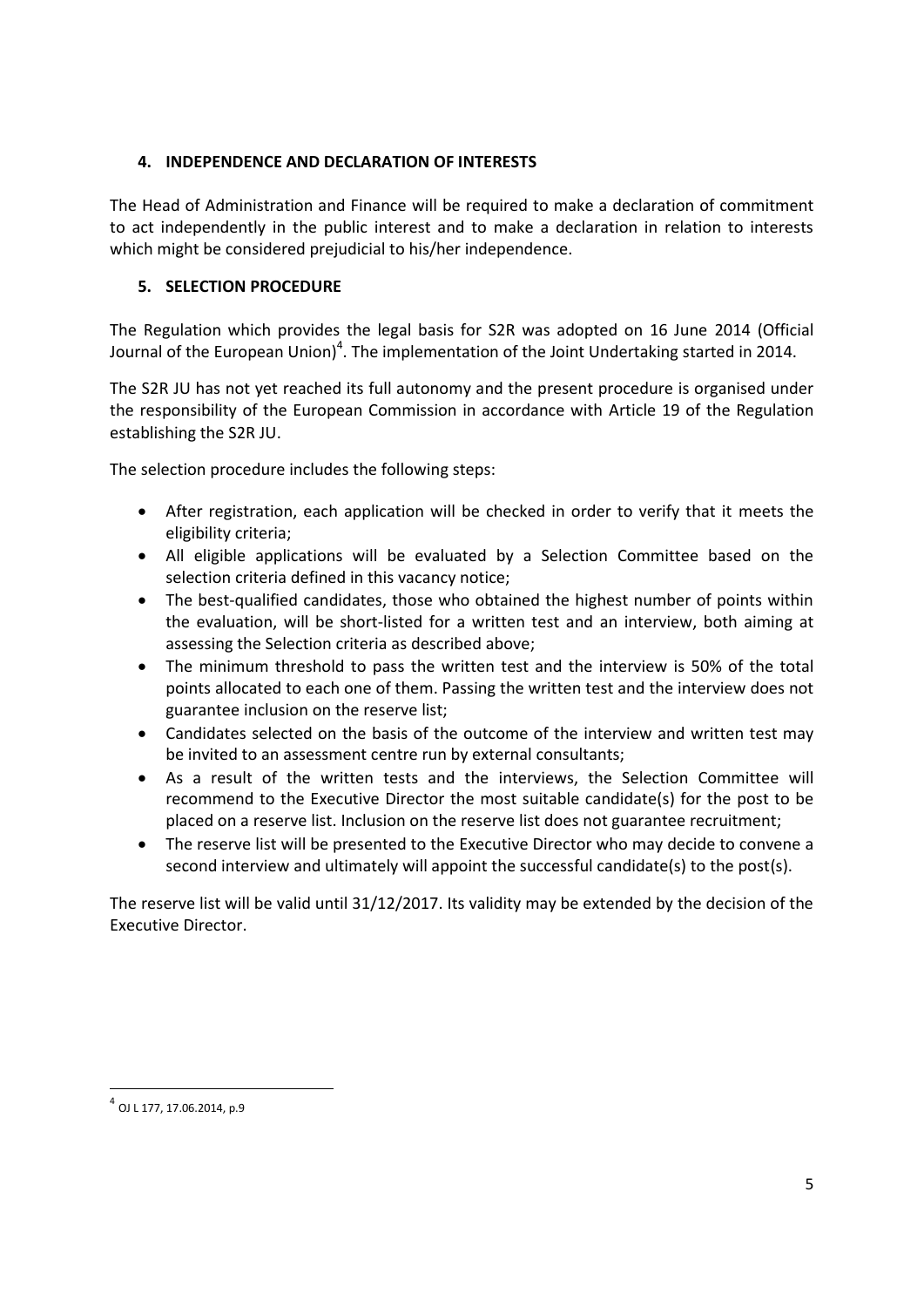## 4. INDEPENDENCE AND DECLARATION OF INTERESTS

The Head of Administration and Finance will be required to make a declaration of commitment to act independently in the public interest and to make a declaration in relation to interests which might be considered prejudicial to his/her independence.

## 5. SELECTION PROCEDURE

The Regulation which provides the legal basis for S2R was adopted on 16 June 2014 (Official Journal of the European Union)[4]. The implementation of the Joint Undertaking started in 2014.

The S2R JU has not yet reached its full autonomy and the present procedure is organised under the responsibility of the European Commission in accordance with Article 19 of the Regulation establishing the S2R JU.

The selection procedure includes the following steps:

- After registration, each application will be checked in order to verify that it meets the eligibility criteria;
- All eligible applications will be evaluated by a Selection Committee based on the selection criteria defined in this vacancy notice;
- The best-qualified candidates, those who obtained the highest number of points within the evaluation, will be short-listed for a written test and an interview, both aiming at assessing the Selection criteria as described above;
- The minimum threshold to pass the written test and the interview is 50% of the total points allocated to each one of them. Passing the written test and the interview does not guarantee inclusion on the reserve list;
- Candidates selected on the basis of the outcome of the interview and written test may be invited to an assessment centre run by external consultants;
- As a result of the written tests and the interviews, the Selection Committee will recommend to the Executive Director the most suitable candidate(s) for the post to be placed on a reserve list. Inclusion on the reserve list does not guarantee recruitment;
- The reserve list will be presented to the Executive Director who may decide to convene a second interview and ultimately will appoint the successful candidate(s) to the post(s).

The reserve list will be valid until 31/12/2017. Its validity may be extended by the decision of the Executive Director.

---

[4] OJ L 177, 17.06.2014, p.9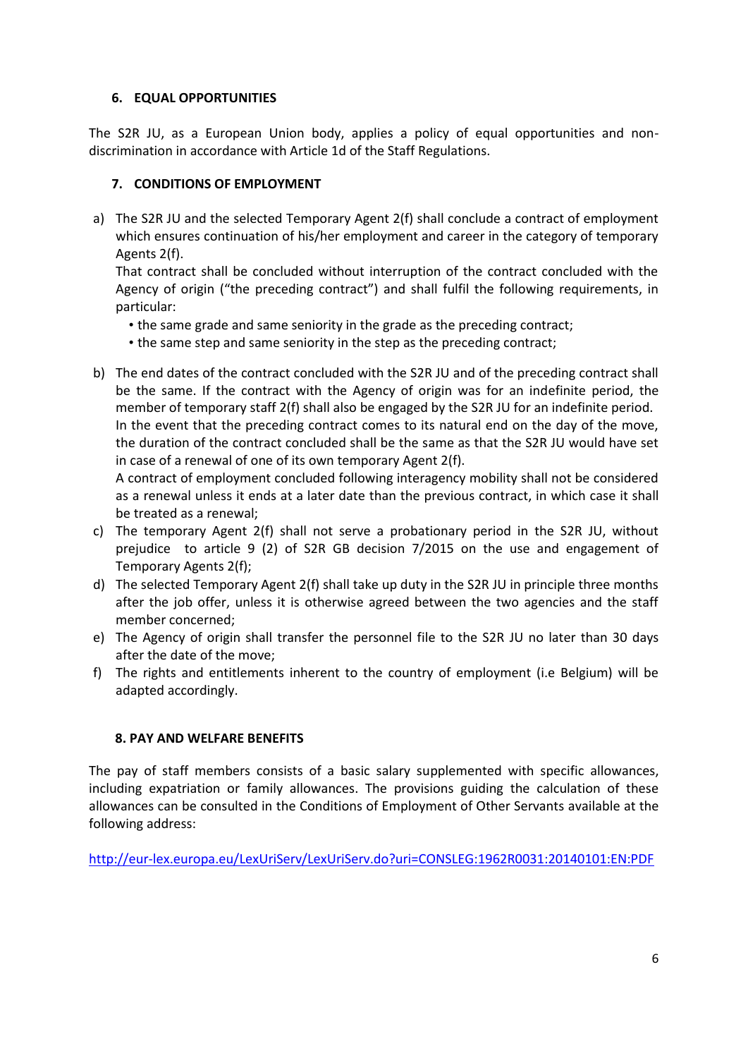## 6. EQUAL OPPORTUNITIES

The S2R JU, as a European Union body, applies a policy of equal opportunities and non-discrimination in accordance with Article 1d of the Staff Regulations.

## 7. CONDITIONS OF EMPLOYMENT

a) The S2R JU and the selected Temporary Agent 2(f) shall conclude a contract of employment which ensures continuation of his/her employment and career in the category of temporary Agents 2(f).
   That contract shall be concluded without interruption of the contract concluded with the Agency of origin ("the preceding contract") and shall fulfil the following requirements, in particular:
   - the same grade and same seniority in the grade as the preceding contract;
   - the same step and same seniority in the step as the preceding contract;

b) The end dates of the contract concluded with the S2R JU and of the preceding contract shall be the same. If the contract with the Agency of origin was for an indefinite period, the member of temporary staff 2(f) shall also be engaged by the S2R JU for an indefinite period.
   In the event that the preceding contract comes to its natural end on the day of the move, the duration of the contract concluded shall be the same as that the S2R JU would have set in case of a renewal of one of its own temporary Agent 2(f).
   A contract of employment concluded following interagency mobility shall not be considered as a renewal unless it ends at a later date than the previous contract, in which case it shall be treated as a renewal;

c) The temporary Agent 2(f) shall not serve a probationary period in the S2R JU, without prejudice to article 9 (2) of S2R GB decision 7/2015 on the use and engagement of Temporary Agents 2(f);

d) The selected Temporary Agent 2(f) shall take up duty in the S2R JU in principle three months after the job offer, unless it is otherwise agreed between the two agencies and the staff member concerned;

e) The Agency of origin shall transfer the personnel file to the S2R JU no later than 30 days after the date of the move;

f) The rights and entitlements inherent to the country of employment (i.e Belgium) will be adapted accordingly.

## 8. PAY AND WELFARE BENEFITS

The pay of staff members consists of a basic salary supplemented with specific allowances, including expatriation or family allowances. The provisions guiding the calculation of these allowances can be consulted in the Conditions of Employment of Other Servants available at the following address:

http://eur-lex.europa.eu/LexUriServ/LexUriServ.do?uri=CONSLEG:1962R0031:20140101:EN:PDF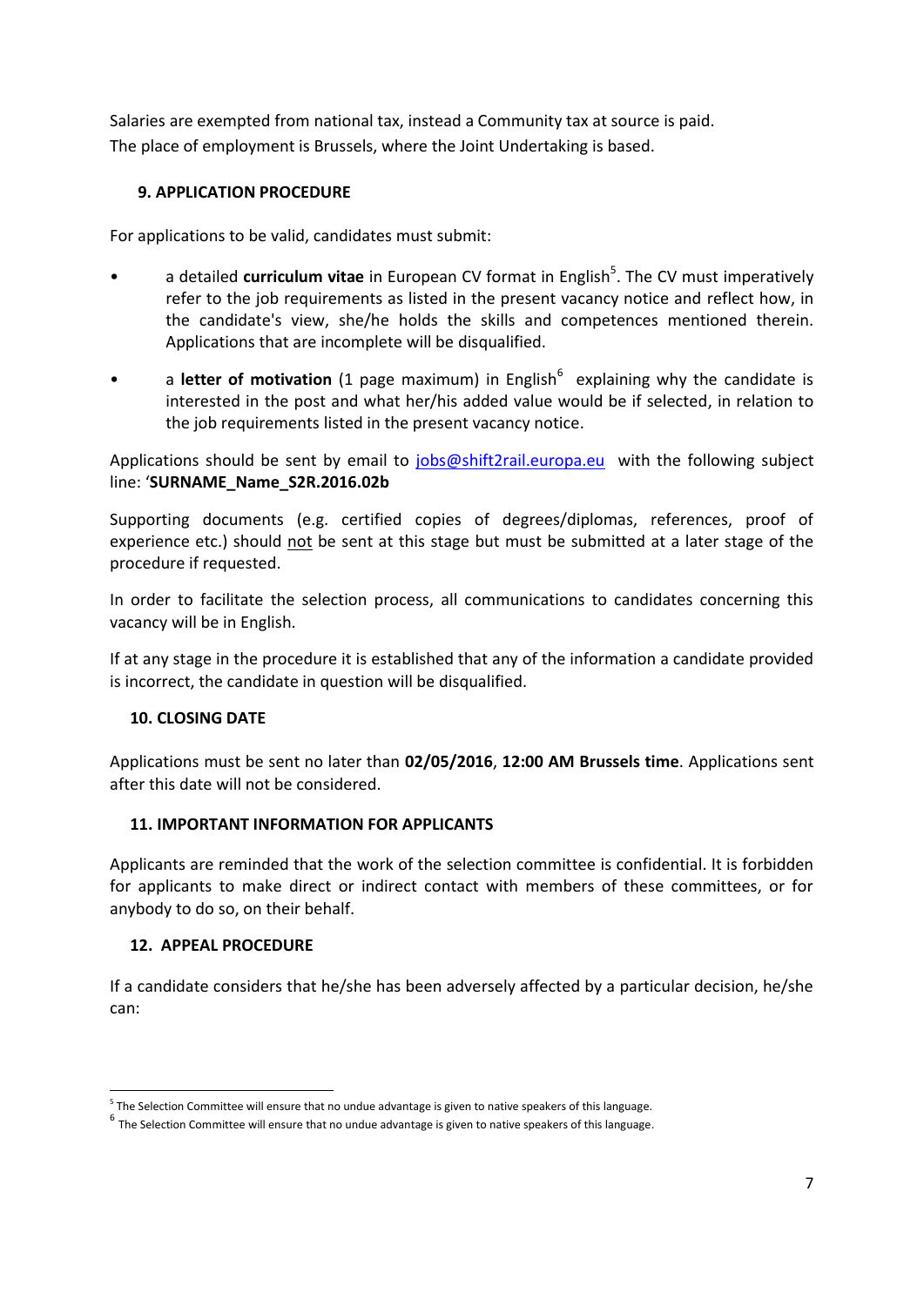Salaries are exempted from national tax, instead a Community tax at source is paid.
The place of employment is Brussels, where the Joint Undertaking is based.

## 9. APPLICATION PROCEDURE

For applications to be valid, candidates must submit:

- a detailed **curriculum vitae** in European CV format in English[5]. The CV must imperatively refer to the job requirements as listed in the present vacancy notice and reflect how, in the candidate's view, she/he holds the skills and competences mentioned therein. Applications that are incomplete will be disqualified.
- a **letter of motivation** (1 page maximum) in English[6] explaining why the candidate is interested in the post and what her/his added value would be if selected, in relation to the job requirements listed in the present vacancy notice.

Applications should be sent by email to jobs@shift2rail.europa.eu with the following subject line: '**SURNAME_Name_S2R.2016.02b**

Supporting documents (e.g. certified copies of degrees/diplomas, references, proof of experience etc.) should not be sent at this stage but must be submitted at a later stage of the procedure if requested.

In order to facilitate the selection process, all communications to candidates concerning this vacancy will be in English.

If at any stage in the procedure it is established that any of the information a candidate provided is incorrect, the candidate in question will be disqualified.

## 10. CLOSING DATE

Applications must be sent no later than **02/05/2016**, **12:00 AM Brussels time**. Applications sent after this date will not be considered.

## 11. IMPORTANT INFORMATION FOR APPLICANTS

Applicants are reminded that the work of the selection committee is confidential. It is forbidden for applicants to make direct or indirect contact with members of these committees, or for anybody to do so, on their behalf.

## 12. APPEAL PROCEDURE

If a candidate considers that he/she has been adversely affected by a particular decision, he/she can:

---

[5] The Selection Committee will ensure that no undue advantage is given to native speakers of this language.

[6] The Selection Committee will ensure that no undue advantage is given to native speakers of this language.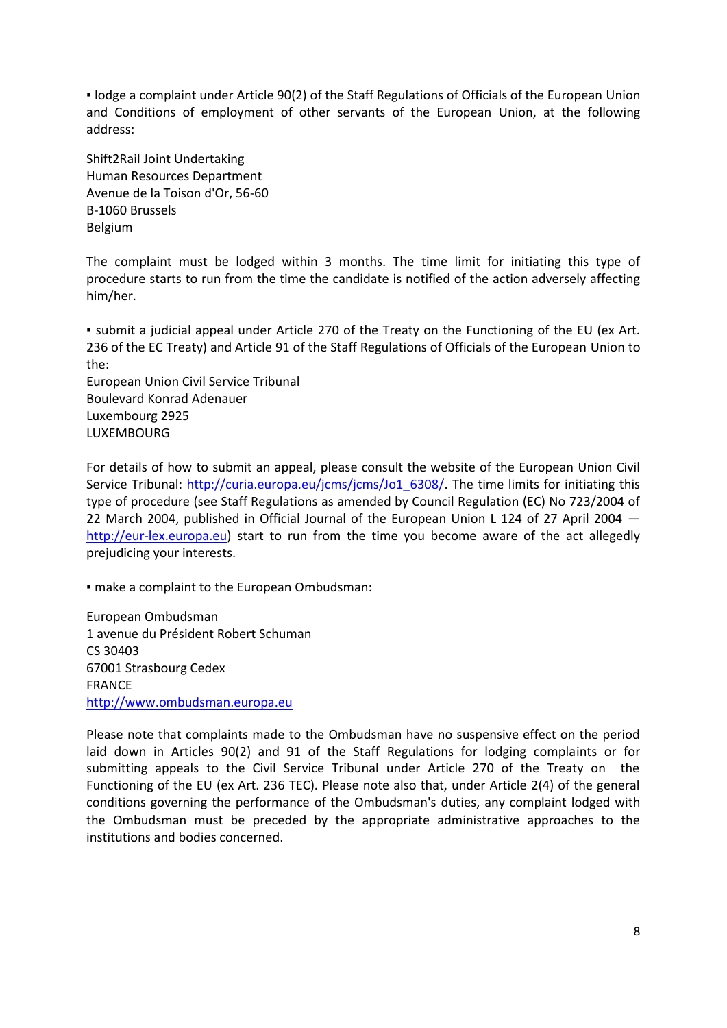- lodge a complaint under Article 90(2) of the Staff Regulations of Officials of the European Union and Conditions of employment of other servants of the European Union, at the following address:

Shift2Rail Joint Undertaking
Human Resources Department
Avenue de la Toison d'Or, 56-60
B-1060 Brussels
Belgium

The complaint must be lodged within 3 months. The time limit for initiating this type of procedure starts to run from the time the candidate is notified of the action adversely affecting him/her.

- submit a judicial appeal under Article 270 of the Treaty on the Functioning of the EU (ex Art. 236 of the EC Treaty) and Article 91 of the Staff Regulations of Officials of the European Union to the:

European Union Civil Service Tribunal
Boulevard Konrad Adenauer
Luxembourg 2925
LUXEMBOURG

For details of how to submit an appeal, please consult the website of the European Union Civil Service Tribunal: [http://curia.europa.eu/jcms/jcms/Jo1_6308/](http://curia.europa.eu/jcms/jcms/Jo1_6308/). The time limits for initiating this type of procedure (see Staff Regulations as amended by Council Regulation (EC) No 723/2004 of 22 March 2004, published in Official Journal of the European Union L 124 of 27 April 2004 — [http://eur-lex.europa.eu](http://eur-lex.europa.eu)) start to run from the time you become aware of the act allegedly prejudicing your interests.

- make a complaint to the European Ombudsman:

European Ombudsman
1 avenue du Président Robert Schuman
CS 30403
67001 Strasbourg Cedex
FRANCE
[http://www.ombudsman.europa.eu](http://www.ombudsman.europa.eu)

Please note that complaints made to the Ombudsman have no suspensive effect on the period laid down in Articles 90(2) and 91 of the Staff Regulations for lodging complaints or for submitting appeals to the Civil Service Tribunal under Article 270 of the Treaty on the Functioning of the EU (ex Art. 236 TEC). Please note also that, under Article 2(4) of the general conditions governing the performance of the Ombudsman's duties, any complaint lodged with the Ombudsman must be preceded by the appropriate administrative approaches to the institutions and bodies concerned.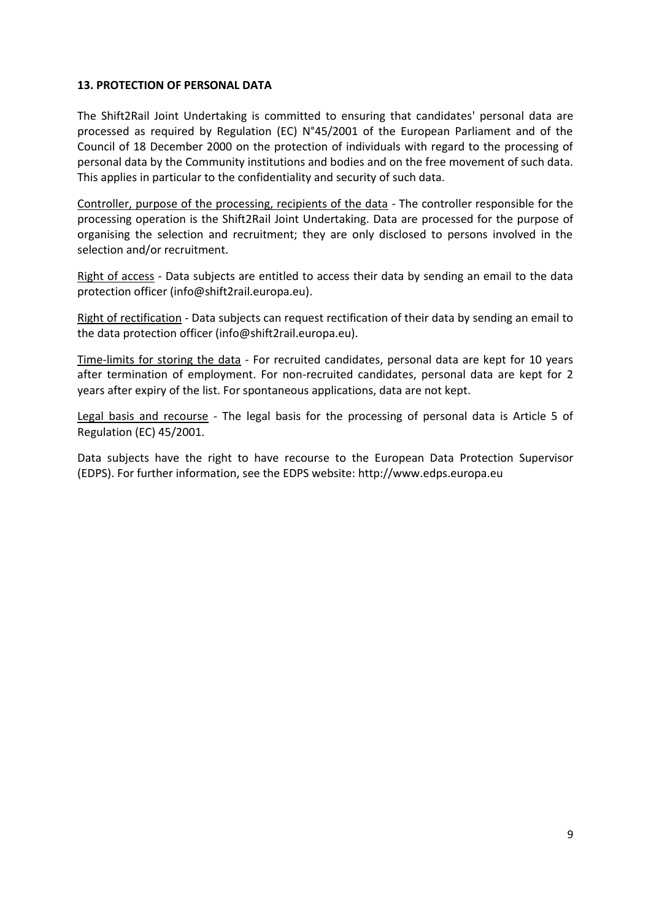**13. PROTECTION OF PERSONAL DATA**

The Shift2Rail Joint Undertaking is committed to ensuring that candidates' personal data are processed as required by Regulation (EC) N°45/2001 of the European Parliament and of the Council of 18 December 2000 on the protection of individuals with regard to the processing of personal data by the Community institutions and bodies and on the free movement of such data. This applies in particular to the confidentiality and security of such data.

Controller, purpose of the processing, recipients of the data - The controller responsible for the processing operation is the Shift2Rail Joint Undertaking. Data are processed for the purpose of organising the selection and recruitment; they are only disclosed to persons involved in the selection and/or recruitment.

Right of access - Data subjects are entitled to access their data by sending an email to the data protection officer (info@shift2rail.europa.eu).

Right of rectification - Data subjects can request rectification of their data by sending an email to the data protection officer (info@shift2rail.europa.eu).

Time-limits for storing the data - For recruited candidates, personal data are kept for 10 years after termination of employment. For non-recruited candidates, personal data are kept for 2 years after expiry of the list. For spontaneous applications, data are not kept.

Legal basis and recourse - The legal basis for the processing of personal data is Article 5 of Regulation (EC) 45/2001.

Data subjects have the right to have recourse to the European Data Protection Supervisor (EDPS). For further information, see the EDPS website: http://www.edps.europa.eu